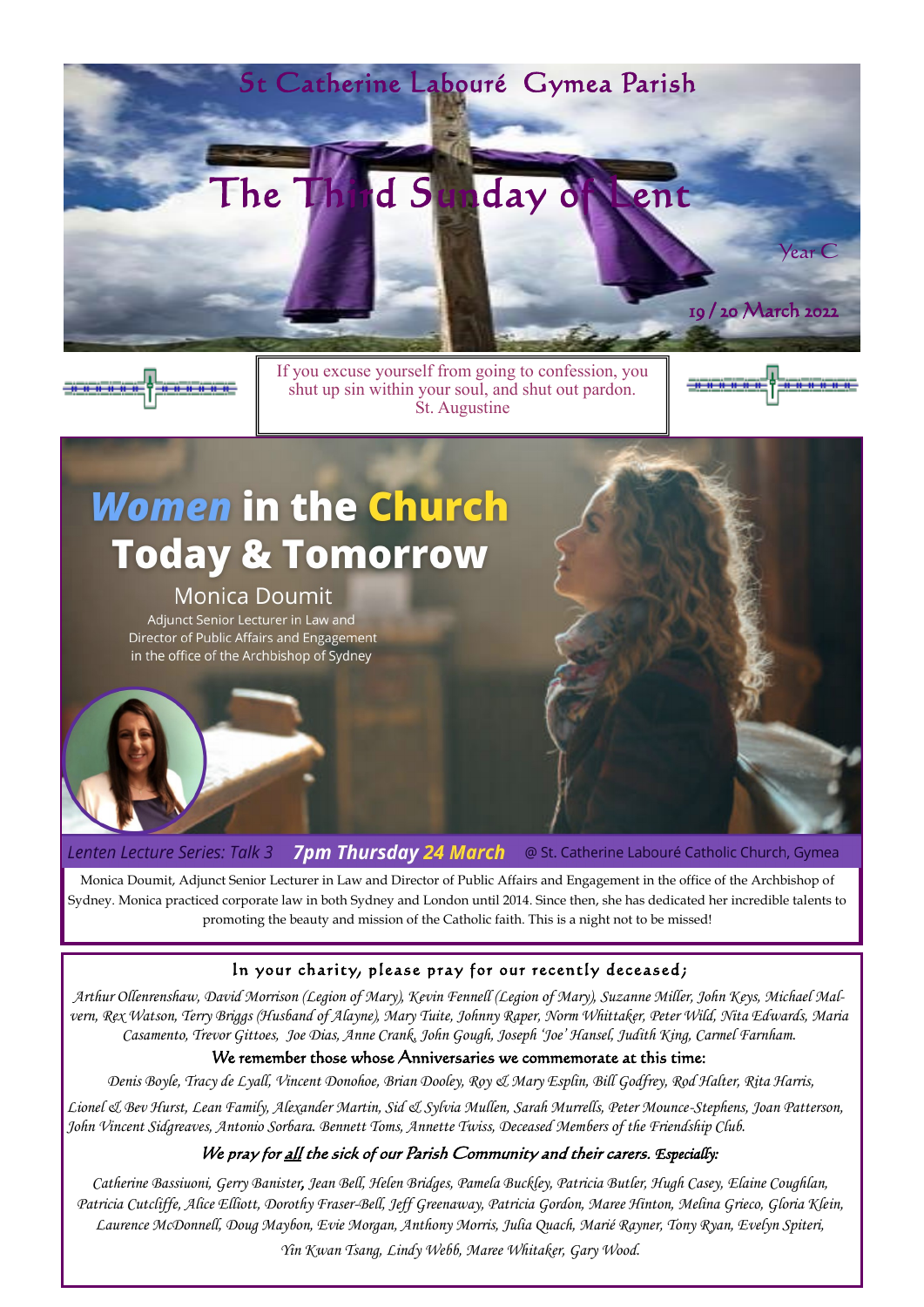# St Catherine Labouré Gymea Parish

## The Third Sunday of Lent

Year C

19 / 20 March 2022

If you excuse yourself from going to confession, you shut up sin within your soul, and shut out pardon.
St. Augustine

## *Women* in the **Church** Today & Tomorrow

**Monica Doumit**

Adjunct Senior Lecturer in Law and Director of Public Affairs and Engagement in the office of the Archbishop of Sydney

*Lenten Lecture Series: Talk 3* ***7pm Thursday 24 March*** @ St. Catherine Labouré Catholic Church, Gymea

Monica Doumit, Adjunct Senior Lecturer in Law and Director of Public Affairs and Engagement in the office of the Archbishop of Sydney. Monica practiced corporate law in both Sydney and London until 2014. Since then, she has dedicated her incredible talents to promoting the beauty and mission of the Catholic faith. This is a night not to be missed!

### In your charity, please pray for our recently deceased;

*Arthur Ollenrenshaw, David Morrison (Legion of Mary), Kevin Fennell (Legion of Mary), Suzanne Miller, John Keys, Michael Malvern, Rex Watson, Terry Briggs (Husband of Alayne), Mary Tuite, Johnny Raper, Norm Whittaker, Peter Wild, Nita Edwards, Maria Casamento, Trevor Gittoes, Joe Dias, Anne Crank, John Gough, Joseph 'Joe' Hansel, Judith King, Carmel Farnham.*

### We remember those whose Anniversaries we commemorate at this time:

*Denis Boyle, Tracy de Lyall, Vincent Donohoe, Brian Dooley, Roy & Mary Esplin, Bill Godfrey, Rod Halter, Rita Harris, Lionel & Bev Hurst, Lean Family, Alexander Martin, Sid & Sylvia Mullen, Sarah Murrells, Peter Mounce-Stephens, Joan Patterson, John Vincent Sidgreaves, Antonio Sorbara. Bennett Toms, Annette Twiss, Deceased Members of the Friendship Club.*

### *We pray for all the sick of our Parish Community and their carers. Especially:*

*Catherine Bassiuoni, Gerry Banister, Jean Bell, Helen Bridges, Pamela Buckley, Patricia Butler, Hugh Casey, Elaine Coughlan, Patricia Cutcliffe, Alice Elliott, Dorothy Fraser-Bell, Jeff Greenaway, Patricia Gordon, Maree Hinton, Melina Grieco, Gloria Klein, Laurence McDonnell, Doug Maybon, Evie Morgan, Anthony Morris, Julia Quach, Marié Rayner, Tony Ryan, Evelyn Spiteri, Yin Kwan Tsang, Lindy Webb, Maree Whitaker, Gary Wood.*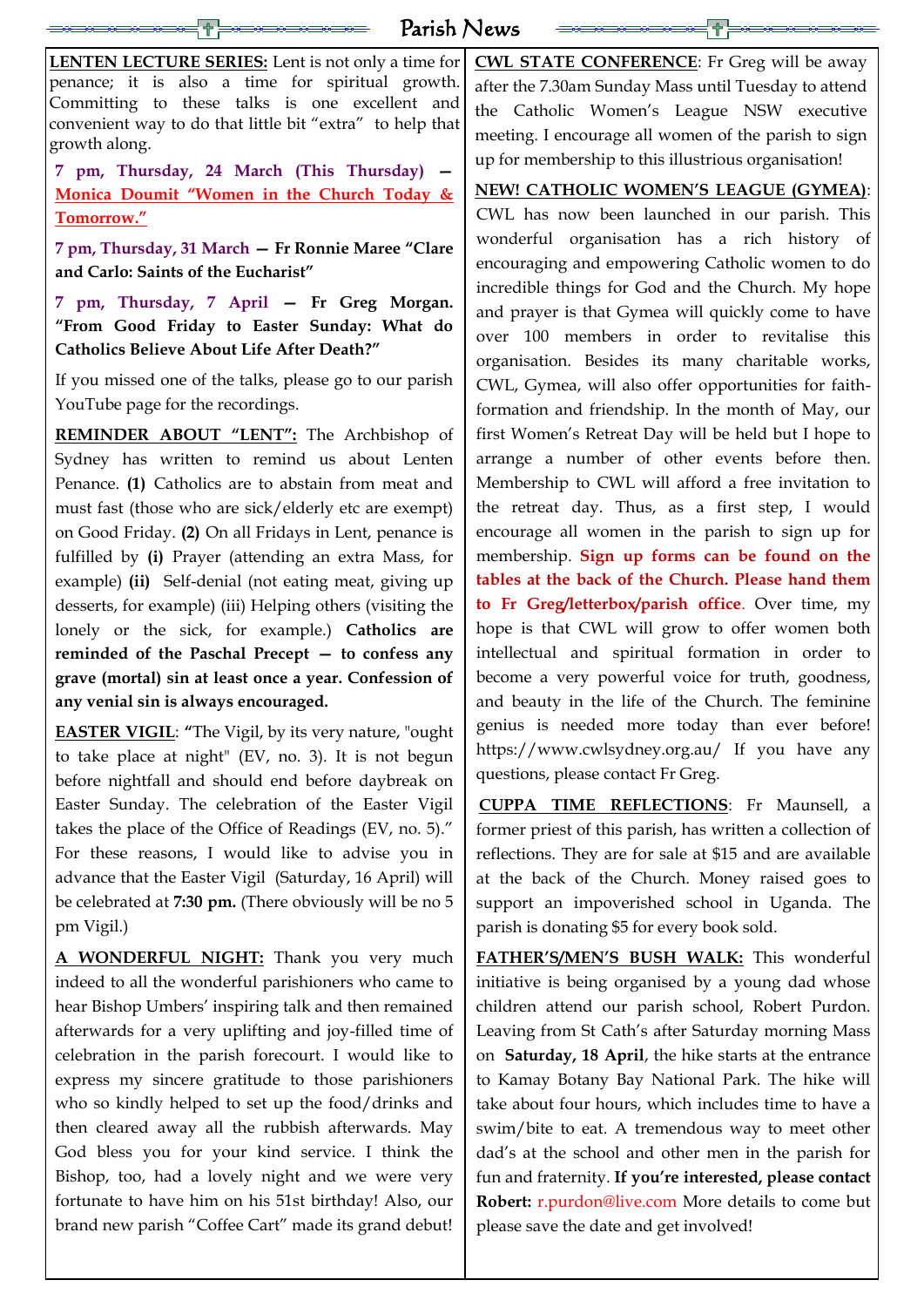# Parish News

**LENTEN LECTURE SERIES:** Lent is not only a time for penance; it is also a time for spiritual growth. Committing to these talks is one excellent and convenient way to do that little bit "extra" to help that growth along.

**7 pm, Thursday, 24 March (This Thursday) — Monica Doumit "Women in the Church Today & Tomorrow."**

**7 pm, Thursday, 31 March — Fr Ronnie Maree "Clare and Carlo: Saints of the Eucharist"**

**7 pm, Thursday, 7 April — Fr Greg Morgan. "From Good Friday to Easter Sunday: What do Catholics Believe About Life After Death?"**

If you missed one of the talks, please go to our parish YouTube page for the recordings.

**REMINDER ABOUT "LENT":** The Archbishop of Sydney has written to remind us about Lenten Penance. **(1)** Catholics are to abstain from meat and must fast (those who are sick/elderly etc are exempt) on Good Friday. **(2)** On all Fridays in Lent, penance is fulfilled by **(i)** Prayer (attending an extra Mass, for example) **(ii)** Self-denial (not eating meat, giving up desserts, for example) (iii) Helping others (visiting the lonely or the sick, for example.) **Catholics are reminded of the Paschal Precept — to confess any grave (mortal) sin at least once a year. Confession of any venial sin is always encouraged.**

**EASTER VIGIL**: **"**The Vigil, by its very nature, "ought to take place at night" (EV, no. 3). It is not begun before nightfall and should end before daybreak on Easter Sunday. The celebration of the Easter Vigil takes the place of the Office of Readings (EV, no. 5)." For these reasons, I would like to advise you in advance that the Easter Vigil (Saturday, 16 April) will be celebrated at **7:30 pm.** (There obviously will be no 5 pm Vigil.)

**A WONDERFUL NIGHT:** Thank you very much indeed to all the wonderful parishioners who came to hear Bishop Umbers' inspiring talk and then remained afterwards for a very uplifting and joy-filled time of celebration in the parish forecourt. I would like to express my sincere gratitude to those parishioners who so kindly helped to set up the food/drinks and then cleared away all the rubbish afterwards. May God bless you for your kind service. I think the Bishop, too, had a lovely night and we were very fortunate to have him on his 51st birthday! Also, our brand new parish "Coffee Cart" made its grand debut!

**CWL STATE CONFERENCE**: Fr Greg will be away after the 7.30am Sunday Mass until Tuesday to attend the Catholic Women's League NSW executive meeting. I encourage all women of the parish to sign up for membership to this illustrious organisation!

**NEW! CATHOLIC WOMEN'S LEAGUE (GYMEA)**: CWL has now been launched in our parish. This wonderful organisation has a rich history of encouraging and empowering Catholic women to do incredible things for God and the Church. My hope and prayer is that Gymea will quickly come to have over 100 members in order to revitalise this organisation. Besides its many charitable works, CWL, Gymea, will also offer opportunities for faith-formation and friendship. In the month of May, our first Women's Retreat Day will be held but I hope to arrange a number of other events before then. Membership to CWL will afford a free invitation to the retreat day. Thus, as a first step, I would encourage all women in the parish to sign up for membership. **Sign up forms can be found on the tables at the back of the Church. Please hand them to Fr Greg/letterbox/parish office**. Over time, my hope is that CWL will grow to offer women both intellectual and spiritual formation in order to become a very powerful voice for truth, goodness, and beauty in the life of the Church. The feminine genius is needed more today than ever before! https://www.cwlsydney.org.au/ If you have any questions, please contact Fr Greg.

**CUPPA TIME REFLECTIONS**: Fr Maunsell, a former priest of this parish, has written a collection of reflections. They are for sale at $15 and are available at the back of the Church. Money raised goes to support an impoverished school in Uganda. The parish is donating $5 for every book sold.

**FATHER'S/MEN'S BUSH WALK:** This wonderful initiative is being organised by a young dad whose children attend our parish school, Robert Purdon. Leaving from St Cath's after Saturday morning Mass on **Saturday, 18 April**, the hike starts at the entrance to Kamay Botany Bay National Park. The hike will take about four hours, which includes time to have a swim/bite to eat. A tremendous way to meet other dad's at the school and other men in the parish for fun and fraternity. **If you're interested, please contact Robert:** r.purdon@live.com More details to come but please save the date and get involved!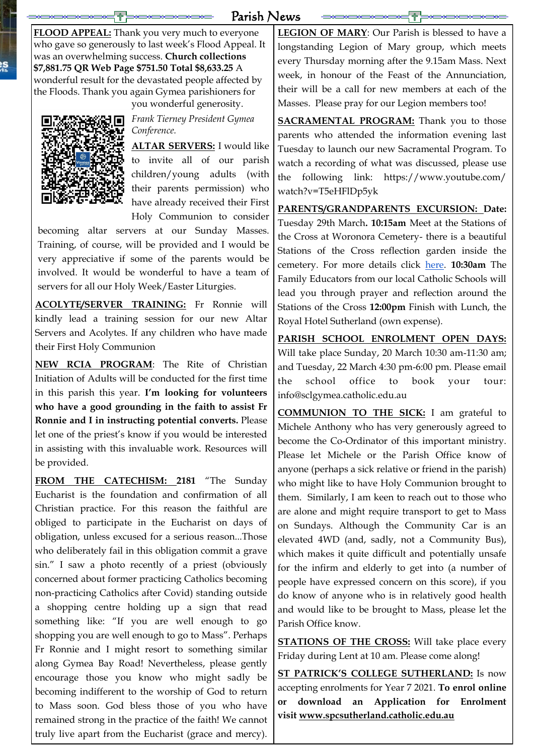# Parish News

**FLOOD APPEAL:** Thank you very much to everyone who gave so generously to last week's Flood Appeal. It was an overwhelming success. **Church collections $7,881.75 QR Web Page $751.50 Total $8,633.25** A wonderful result for the devastated people affected by the Floods. Thank you again Gymea parishioners for you wonderful generosity.

*Frank Tierney President Gymea Conference.*

**ALTAR SERVERS:** I would like to invite all of our parish children/young adults (with their parents permission) who have already received their First Holy Communion to consider becoming altar servers at our Sunday Masses. Training, of course, will be provided and I would be very appreciative if some of the parents would be involved. It would be wonderful to have a team of servers for all our Holy Week/Easter Liturgies.

**ACOLYTE/SERVER TRAINING:** Fr Ronnie will kindly lead a training session for our new Altar Servers and Acolytes. If any children who have made their First Holy Communion

**NEW RCIA PROGRAM**: The Rite of Christian Initiation of Adults will be conducted for the first time in this parish this year. **I'm looking for volunteers who have a good grounding in the faith to assist Fr Ronnie and I in instructing potential converts.** Please let one of the priest's know if you would be interested in assisting with this invaluable work. Resources will be provided.

**FROM THE CATECHISM: 2181** "The Sunday Eucharist is the foundation and confirmation of all Christian practice. For this reason the faithful are obliged to participate in the Eucharist on days of obligation, unless excused for a serious reason...Those who deliberately fail in this obligation commit a grave sin." I saw a photo recently of a priest (obviously concerned about former practicing Catholics becoming non-practicing Catholics after Covid) standing outside a shopping centre holding up a sign that read something like: "If you are well enough to go shopping you are well enough to go to Mass". Perhaps Fr Ronnie and I might resort to something similar along Gymea Bay Road! Nevertheless, please gently encourage those you know who might sadly be becoming indifferent to the worship of God to return to Mass soon. God bless those of you who have remained strong in the practice of the faith! We cannot truly live apart from the Eucharist (grace and mercy).

**LEGION OF MARY**: Our Parish is blessed to have a longstanding Legion of Mary group, which meets every Thursday morning after the 9.15am Mass. Next week, in honour of the Feast of the Annunciation, their will be a call for new members at each of the Masses. Please pray for our Legion members too!

**SACRAMENTAL PROGRAM:** Thank you to those parents who attended the information evening last Tuesday to launch our new Sacramental Program. To watch a recording of what was discussed, please use the following link: https://www.youtube.com/watch?v=T5eHFlDp5yk

**PARENTS/GRANDPARENTS EXCURSION: Date:** Tuesday 29th March**. 10:15am** Meet at the Stations of the Cross at Woronora Cemetery- there is a beautiful Stations of the Cross reflection garden inside the cemetery. For more details click here. **10:30am** The Family Educators from our local Catholic Schools will lead you through prayer and reflection around the Stations of the Cross **12:00pm** Finish with Lunch, the Royal Hotel Sutherland (own expense).

**PARISH SCHOOL ENROLMENT OPEN DAYS:** Will take place Sunday, 20 March 10:30 am-11:30 am; and Tuesday, 22 March 4:30 pm-6:00 pm. Please email the school office to book your tour: info@sclgymea.catholic.edu.au

**COMMUNION TO THE SICK:** I am grateful to Michele Anthony who has very generously agreed to become the Co-Ordinator of this important ministry. Please let Michele or the Parish Office know of anyone (perhaps a sick relative or friend in the parish) who might like to have Holy Communion brought to them. Similarly, I am keen to reach out to those who are alone and might require transport to get to Mass on Sundays. Although the Community Car is an elevated 4WD (and, sadly, not a Community Bus), which makes it quite difficult and potentially unsafe for the infirm and elderly to get into (a number of people have expressed concern on this score), if you do know of anyone who is in relatively good health and would like to be brought to Mass, please let the Parish Office know.

**STATIONS OF THE CROSS:** Will take place every Friday during Lent at 10 am. Please come along!

**ST PATRICK'S COLLEGE SUTHERLAND:** Is now accepting enrolments for Year 7 2021. **To enrol online or download an Application for Enrolment visit www.spcsutherland.catholic.edu.au**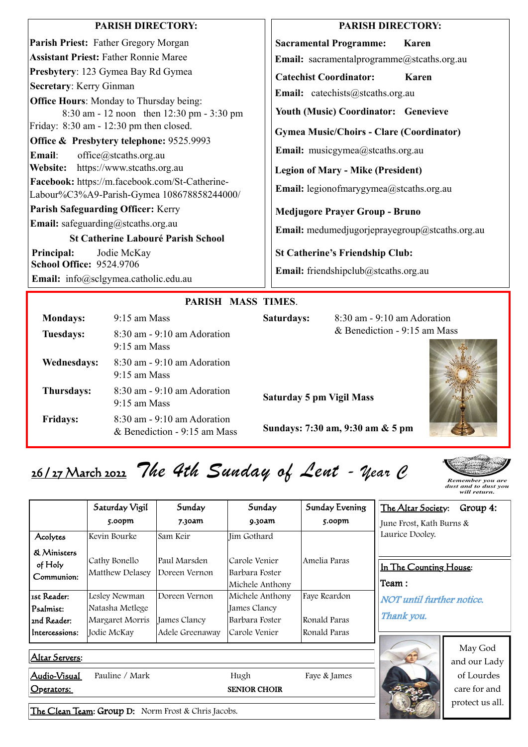## PARISH DIRECTORY:

**Parish Priest:** Father Gregory Morgan
**Assistant Priest:** Father Ronnie Maree
**Presbytery**: 123 Gymea Bay Rd Gymea
**Secretary**: Kerry Ginman
**Office Hours**: Monday to Thursday being:
8:30 am - 12 noon then 12:30 pm - 3:30 pm
Friday: 8:30 am - 12:30 pm then closed.
**Office & Presbytery telephone:** 9525.9993
**Email**: office@stcaths.org.au
**Website:** https://www.stcaths.org.au
**Facebook:** https://m.facebook.com/St-Catherine-Labour%C3%A9-Parish-Gymea 108678858244000/
**Parish Safeguarding Officer:** Kerry
**Email:** safeguarding@stcaths.org.au

**St Catherine Labouré Parish School**
**Principal:** Jodie McKay
**School Office:** 9524.9706
**Email:** info@sclgymea.catholic.edu.au

## PARISH DIRECTORY:

**Sacramental Programme: Karen**
**Email:** sacramentalprogramme@stcaths.org.au
**Catechist Coordinator: Karen**
**Email:** catechists@stcaths.org.au
**Youth (Music) Coordinator: Genevieve**
**Gymea Music/Choirs - Clare (Coordinator)**
**Email:** musicgymea@stcaths.org.au
**Legion of Mary - Mike (President)**
**Email:** legionofmarygymea@stcaths.org.au
**Medjugore Prayer Group - Bruno**
**Email:** medumedjugorjeprayegroup@stcaths.org.au
**St Catherine's Friendship Club:**
**Email:** friendshipclub@stcaths.org.au

## PARISH MASS TIMES.

**Mondays:** 9:15 am Mass
**Tuesdays:** 8:30 am - 9:10 am Adoration, 9:15 am Mass
**Wednesdays:** 8:30 am - 9:10 am Adoration, 9:15 am Mass
**Thursdays:** 8:30 am - 9:10 am Adoration, 9:15 am Mass
**Fridays:** 8:30 am - 9:10 am Adoration & Benediction - 9:15 am Mass
**Saturdays:** 8:30 am - 9:10 am Adoration & Benediction - 9:15 am Mass

**Saturday 5 pm Vigil Mass**

**Sundays: 7:30 am, 9:30 am & 5 pm**

# 26 / 27 March 2022 *The 4th Sunday of Lent - Year C*

*Remember you are dust and to dust you will return.*

| | Saturday Vigil 5.00pm | Sunday 7.30am | Sunday 9.30am | Sunday Evening 5.00pm |
|---|---|---|---|---|
| Acolytes | Kevin Bourke | Sam Keir | Jim Gothard | |
| & Ministers of Holy Communion: | Cathy Bonello<br>Matthew Delasey | Paul Marsden<br>Doreen Vernon | Carole Venier<br>Barbara Foster<br>Michele Anthony | Amelia Paras |
| 1st Reader: | Lesley Newman | Doreen Vernon | Michele Anthony | Faye Reardon |
| Psalmist: | Natasha Metlege | | James Clancy | |
| 2nd Reader: | Margaret Morris | James Clancy | Barbara Foster | Ronald Paras |
| Intercessions: | Jodie McKay | Adele Greenaway | Carole Venier | Ronald Paras |

Altar Servers:

| Audio-Visual Operators: | Pauline / Mark | Hugh<br>SENIOR CHOIR | Faye & James |
|---|---|---|---|

The Clean Team: Group D: Norm Frost & Chris Jacobs.

**The Altar Society: Group 4:**
June Frost, Kath Burns & Laurice Dooley.

**In The Counting House:**
**Team :**
*NOT until further notice.*
*Thank you.*

May God and our Lady of Lourdes care for and protect us all.